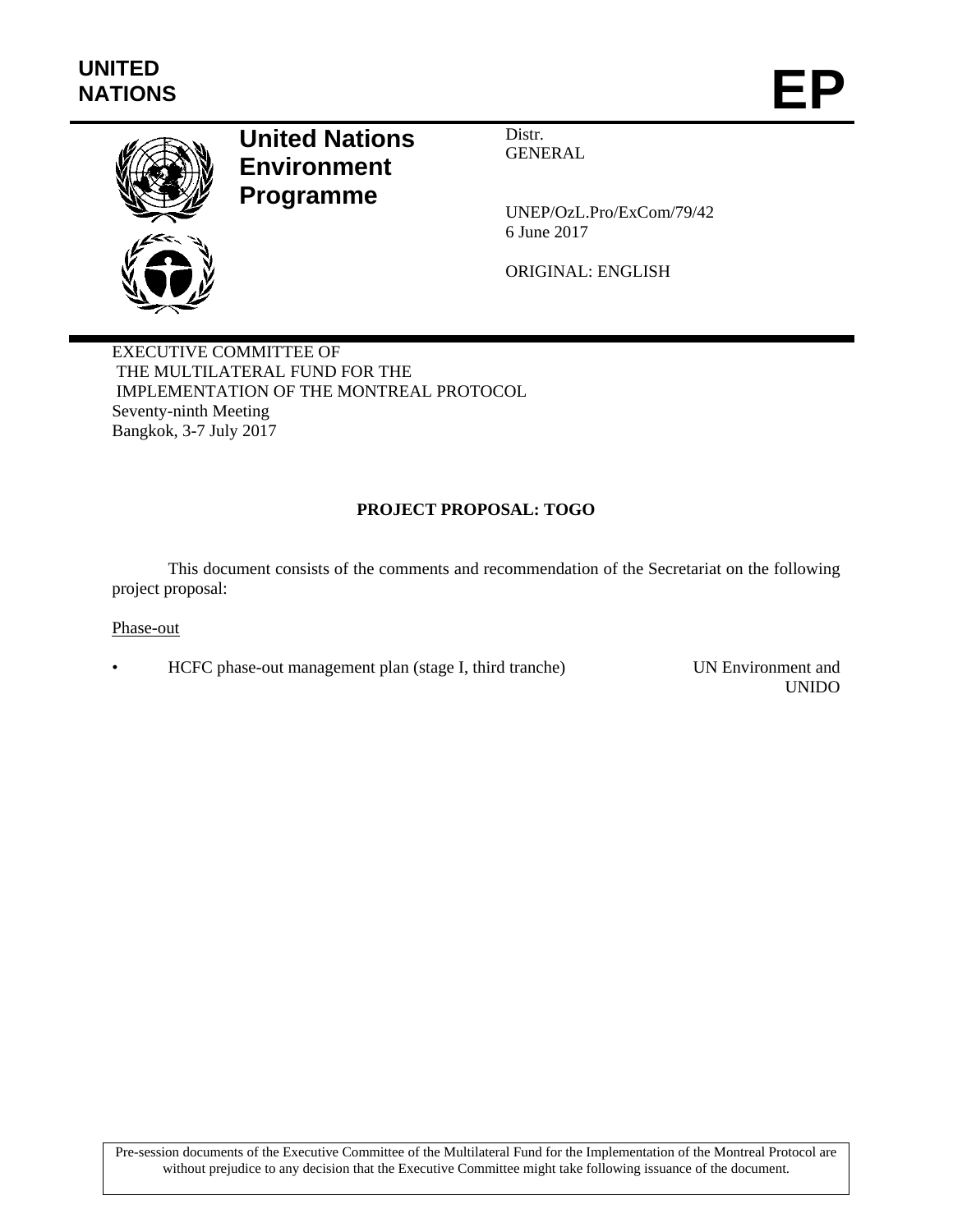**UNITED NATIONS**

# EP

**United Nations Environment Programme**

Distr.
GENERAL

UNEP/OzL.Pro/ExCom/79/42
6 June 2017

ORIGINAL: ENGLISH

EXECUTIVE COMMITTEE OF
THE MULTILATERAL FUND FOR THE
IMPLEMENTATION OF THE MONTREAL PROTOCOL
Seventy-ninth Meeting
Bangkok, 3-7 July 2017

## PROJECT PROPOSAL: TOGO

This document consists of the comments and recommendation of the Secretariat on the following project proposal:

Phase-out

- HCFC phase-out management plan (stage I, third tranche) — UN Environment and UNIDO

Pre-session documents of the Executive Committee of the Multilateral Fund for the Implementation of the Montreal Protocol are without prejudice to any decision that the Executive Committee might take following issuance of the document.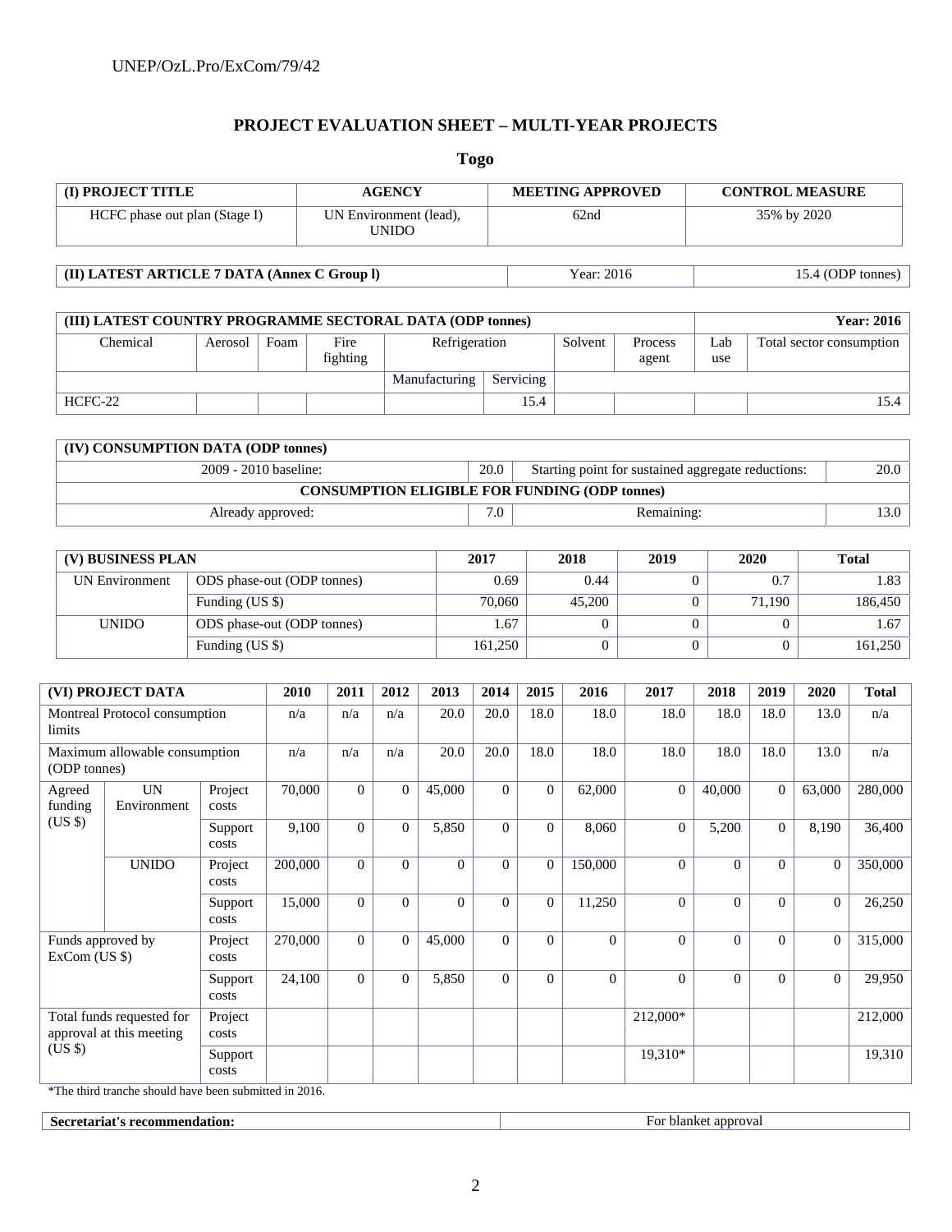## PROJECT EVALUATION SHEET – MULTI-YEAR PROJECTS

### Togo

| (I) PROJECT TITLE | AGENCY | MEETING APPROVED | CONTROL MEASURE |
|---|---|---|---|
| HCFC phase out plan (Stage I) | UN Environment (lead), UNIDO | 62nd | 35% by 2020 |

| (II) LATEST ARTICLE 7 DATA (Annex C Group l) | Year: 2016 | 15.4 (ODP tonnes) |
|---|---|---|

| (III) LATEST COUNTRY PROGRAMME SECTORAL DATA (ODP tonnes) | | | | | | | | | Year: 2016 |
|---|---|---|---|---|---|---|---|---|---|
| Chemical | Aerosol | Foam | Fire fighting | Refrigeration | | Solvent | Process agent | Lab use | Total sector consumption |
| | | | | Manufacturing | Servicing | | | | |
| HCFC-22 | | | | | 15.4 | | | | 15.4 |

| (IV) CONSUMPTION DATA (ODP tonnes) | | | |
|---|---|---|---|
| 2009 - 2010 baseline: | 20.0 | Starting point for sustained aggregate reductions: | 20.0 |
| CONSUMPTION ELIGIBLE FOR FUNDING (ODP tonnes) | | | |
| Already approved: | 7.0 | Remaining: | 13.0 |

| (V) BUSINESS PLAN | | 2017 | 2018 | 2019 | 2020 | Total |
|---|---|---|---|---|---|---|
| UN Environment | ODS phase-out (ODP tonnes) | 0.69 | 0.44 | 0 | 0.7 | 1.83 |
| | Funding (US $) | 70,060 | 45,200 | 0 | 71,190 | 186,450 |
| UNIDO | ODS phase-out (ODP tonnes) | 1.67 | 0 | 0 | 0 | 1.67 |
| | Funding (US $) | 161,250 | 0 | 0 | 0 | 161,250 |

| (VI) PROJECT DATA | | | 2010 | 2011 | 2012 | 2013 | 2014 | 2015 | 2016 | 2017 | 2018 | 2019 | 2020 | Total |
|---|---|---|---|---|---|---|---|---|---|---|---|---|---|---|
| Montreal Protocol consumption limits | | | n/a | n/a | n/a | 20.0 | 20.0 | 18.0 | 18.0 | 18.0 | 18.0 | 18.0 | 13.0 | n/a |
| Maximum allowable consumption (ODP tonnes) | | | n/a | n/a | n/a | 20.0 | 20.0 | 18.0 | 18.0 | 18.0 | 18.0 | 18.0 | 13.0 | n/a |
| Agreed funding (US $) | UN Environment | Project costs | 70,000 | 0 | 0 | 45,000 | 0 | 0 | 62,000 | 0 | 40,000 | 0 | 63,000 | 280,000 |
| | | Support costs | 9,100 | 0 | 0 | 5,850 | 0 | 0 | 8,060 | 0 | 5,200 | 0 | 8,190 | 36,400 |
| | UNIDO | Project costs | 200,000 | 0 | 0 | 0 | 0 | 0 | 150,000 | 0 | 0 | 0 | 0 | 350,000 |
| | | Support costs | 15,000 | 0 | 0 | 0 | 0 | 0 | 11,250 | 0 | 0 | 0 | 0 | 26,250 |
| Funds approved by ExCom (US $) | | Project costs | 270,000 | 0 | 0 | 45,000 | 0 | 0 | 0 | 0 | 0 | 0 | 0 | 315,000 |
| | | Support costs | 24,100 | 0 | 0 | 5,850 | 0 | 0 | 0 | 0 | 0 | 0 | 0 | 29,950 |
| Total funds requested for approval at this meeting (US $) | | Project costs | | | | | | | | 212,000* | | | | 212,000 |
| | | Support costs | | | | | | | | 19,310* | | | | 19,310 |

*The third tranche should have been submitted in 2016.

| Secretariat's recommendation: | For blanket approval |
|---|---|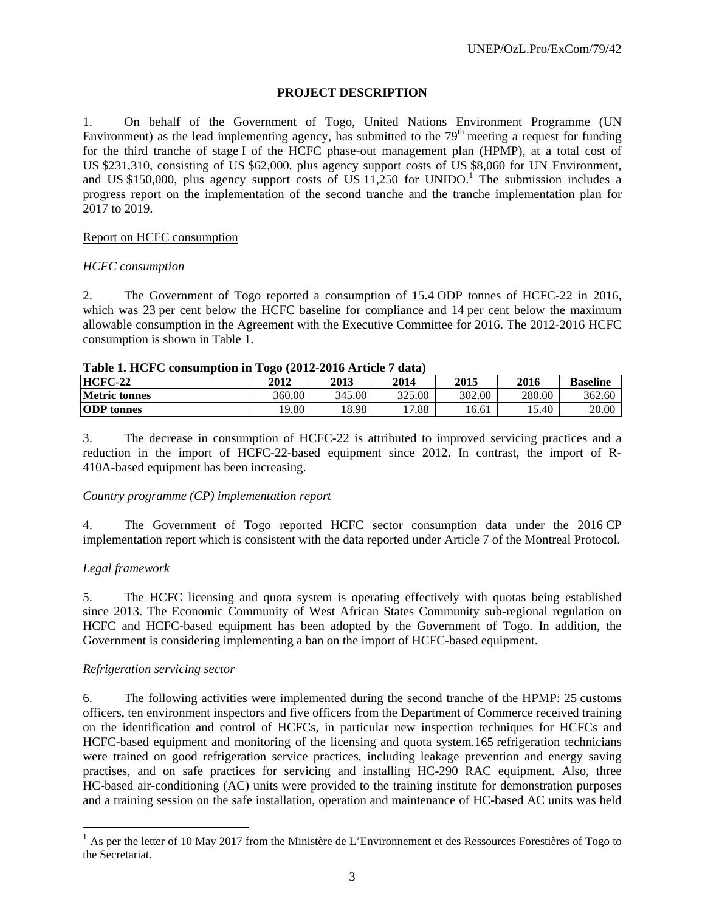## PROJECT DESCRIPTION

1. On behalf of the Government of Togo, United Nations Environment Programme (UN Environment) as the lead implementing agency, has submitted to the 79th meeting a request for funding for the third tranche of stage I of the HCFC phase-out management plan (HPMP), at a total cost of US $231,310, consisting of US $62,000, plus agency support costs of US $8,060 for UN Environment, and US $150,000, plus agency support costs of US 11,250 for UNIDO.[1] The submission includes a progress report on the implementation of the second tranche and the tranche implementation plan for 2017 to 2019.

Report on HCFC consumption

*HCFC consumption*

2. The Government of Togo reported a consumption of 15.4 ODP tonnes of HCFC-22 in 2016, which was 23 per cent below the HCFC baseline for compliance and 14 per cent below the maximum allowable consumption in the Agreement with the Executive Committee for 2016. The 2012-2016 HCFC consumption is shown in Table 1.

**Table 1. HCFC consumption in Togo (2012-2016 Article 7 data)**

| HCFC-22 | 2012 | 2013 | 2014 | 2015 | 2016 | Baseline |
|---|---|---|---|---|---|---|
| **Metric tonnes** | 360.00 | 345.00 | 325.00 | 302.00 | 280.00 | 362.60 |
| **ODP tonnes** | 19.80 | 18.98 | 17.88 | 16.61 | 15.40 | 20.00 |

3. The decrease in consumption of HCFC-22 is attributed to improved servicing practices and a reduction in the import of HCFC-22-based equipment since 2012. In contrast, the import of R-410A-based equipment has been increasing.

*Country programme (CP) implementation report*

4. The Government of Togo reported HCFC sector consumption data under the 2016 CP implementation report which is consistent with the data reported under Article 7 of the Montreal Protocol.

*Legal framework*

5. The HCFC licensing and quota system is operating effectively with quotas being established since 2013. The Economic Community of West African States Community sub-regional regulation on HCFC and HCFC-based equipment has been adopted by the Government of Togo. In addition, the Government is considering implementing a ban on the import of HCFC-based equipment.

*Refrigeration servicing sector*

6. The following activities were implemented during the second tranche of the HPMP: 25 customs officers, ten environment inspectors and five officers from the Department of Commerce received training on the identification and control of HCFCs, in particular new inspection techniques for HCFCs and HCFC-based equipment and monitoring of the licensing and quota system.165 refrigeration technicians were trained on good refrigeration service practices, including leakage prevention and energy saving practises, and on safe practices for servicing and installing HC-290 RAC equipment. Also, three HC-based air-conditioning (AC) units were provided to the training institute for demonstration purposes and a training session on the safe installation, operation and maintenance of HC-based AC units was held

[1] As per the letter of 10 May 2017 from the Ministère de L'Environnement et des Ressources Forestières of Togo to the Secretariat.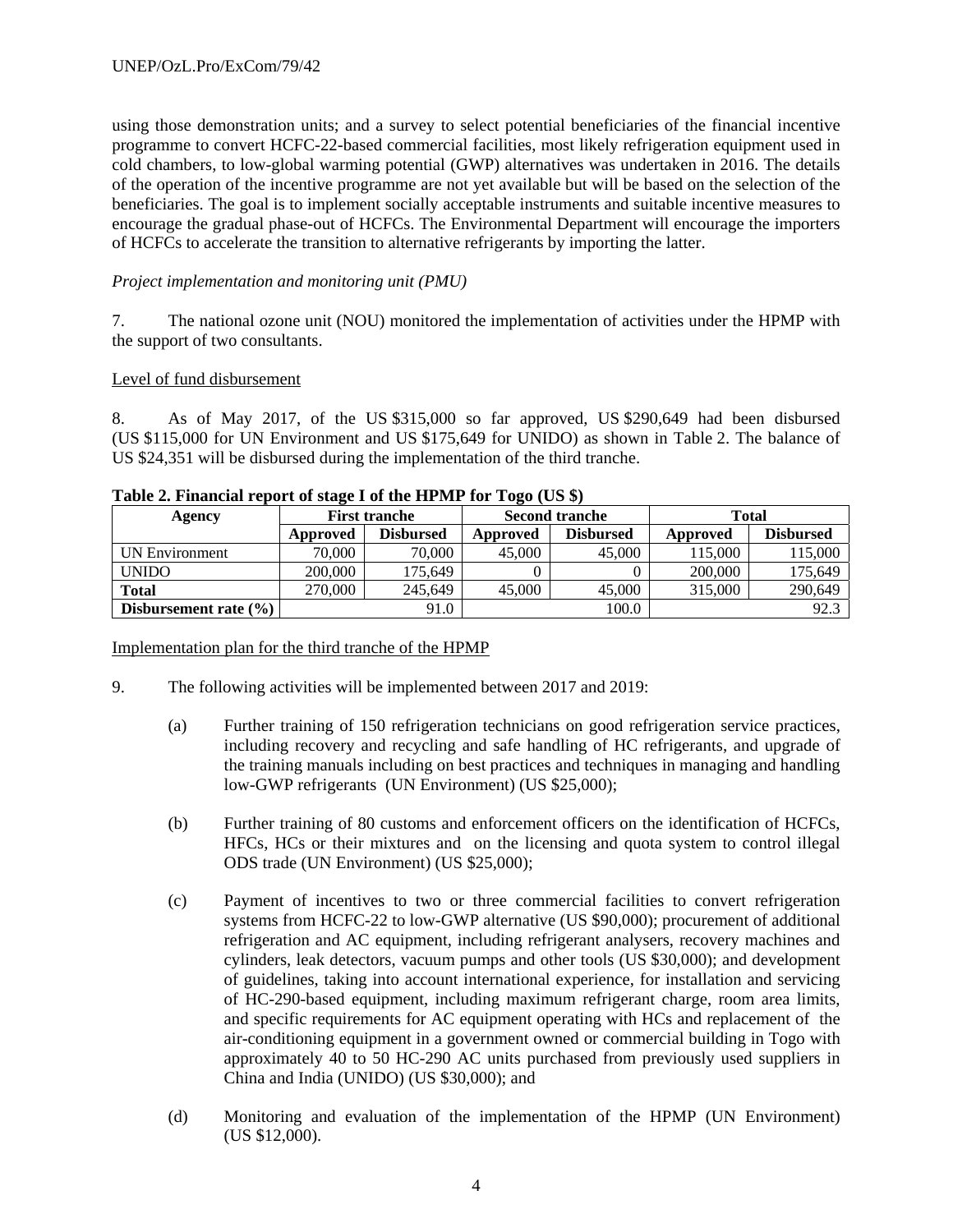using those demonstration units; and a survey to select potential beneficiaries of the financial incentive programme to convert HCFC-22-based commercial facilities, most likely refrigeration equipment used in cold chambers, to low-global warming potential (GWP) alternatives was undertaken in 2016. The details of the operation of the incentive programme are not yet available but will be based on the selection of the beneficiaries. The goal is to implement socially acceptable instruments and suitable incentive measures to encourage the gradual phase-out of HCFCs. The Environmental Department will encourage the importers of HCFCs to accelerate the transition to alternative refrigerants by importing the latter.

*Project implementation and monitoring unit (PMU)*

7. The national ozone unit (NOU) monitored the implementation of activities under the HPMP with the support of two consultants.

Level of fund disbursement

8. As of May 2017, of the US $315,000 so far approved, US $290,649 had been disbursed (US $115,000 for UN Environment and US $175,649 for UNIDO) as shown in Table 2. The balance of US $24,351 will be disbursed during the implementation of the third tranche.

**Table 2. Financial report of stage I of the HPMP for Togo (US $)**

| Agency | First tranche | | Second tranche | | Total | |
|---|---|---|---|---|---|---|
| | Approved | Disbursed | Approved | Disbursed | Approved | Disbursed |
| UN Environment | 70,000 | 70,000 | 45,000 | 45,000 | 115,000 | 115,000 |
| UNIDO | 200,000 | 175,649 | 0 | 0 | 200,000 | 175,649 |
| **Total** | 270,000 | 245,649 | 45,000 | 45,000 | 315,000 | 290,649 |
| **Disbursement rate (%)** | 91.0 | | 100.0 | | 92.3 | |

Implementation plan for the third tranche of the HPMP

9. The following activities will be implemented between 2017 and 2019:

(a) Further training of 150 refrigeration technicians on good refrigeration service practices, including recovery and recycling and safe handling of HC refrigerants, and upgrade of the training manuals including on best practices and techniques in managing and handling low-GWP refrigerants (UN Environment) (US $25,000);

(b) Further training of 80 customs and enforcement officers on the identification of HCFCs, HFCs, HCs or their mixtures and on the licensing and quota system to control illegal ODS trade (UN Environment) (US $25,000);

(c) Payment of incentives to two or three commercial facilities to convert refrigeration systems from HCFC-22 to low-GWP alternative (US $90,000); procurement of additional refrigeration and AC equipment, including refrigerant analysers, recovery machines and cylinders, leak detectors, vacuum pumps and other tools (US $30,000); and development of guidelines, taking into account international experience, for installation and servicing of HC-290-based equipment, including maximum refrigerant charge, room area limits, and specific requirements for AC equipment operating with HCs and replacement of the air-conditioning equipment in a government owned or commercial building in Togo with approximately 40 to 50 HC-290 AC units purchased from previously used suppliers in China and India (UNIDO) (US $30,000); and

(d) Monitoring and evaluation of the implementation of the HPMP (UN Environment) (US $12,000).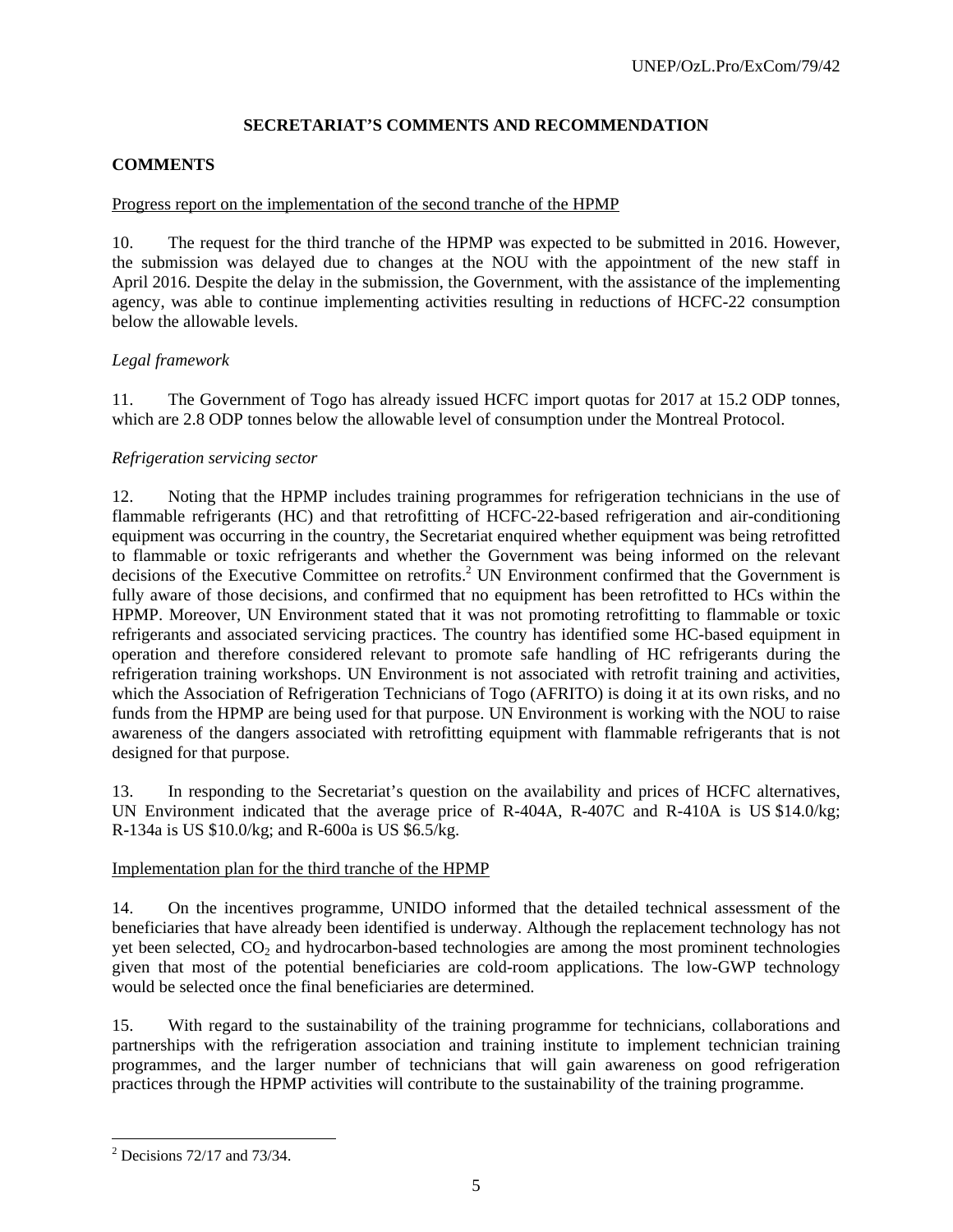## SECRETARIAT'S COMMENTS AND RECOMMENDATION

### COMMENTS

Progress report on the implementation of the second tranche of the HPMP

10. The request for the third tranche of the HPMP was expected to be submitted in 2016. However, the submission was delayed due to changes at the NOU with the appointment of the new staff in April 2016. Despite the delay in the submission, the Government, with the assistance of the implementing agency, was able to continue implementing activities resulting in reductions of HCFC-22 consumption below the allowable levels.

*Legal framework*

11. The Government of Togo has already issued HCFC import quotas for 2017 at 15.2 ODP tonnes, which are 2.8 ODP tonnes below the allowable level of consumption under the Montreal Protocol.

*Refrigeration servicing sector*

12. Noting that the HPMP includes training programmes for refrigeration technicians in the use of flammable refrigerants (HC) and that retrofitting of HCFC-22-based refrigeration and air-conditioning equipment was occurring in the country, the Secretariat enquired whether equipment was being retrofitted to flammable or toxic refrigerants and whether the Government was being informed on the relevant decisions of the Executive Committee on retrofits.[2] UN Environment confirmed that the Government is fully aware of those decisions, and confirmed that no equipment has been retrofitted to HCs within the HPMP. Moreover, UN Environment stated that it was not promoting retrofitting to flammable or toxic refrigerants and associated servicing practices. The country has identified some HC-based equipment in operation and therefore considered relevant to promote safe handling of HC refrigerants during the refrigeration training workshops. UN Environment is not associated with retrofit training and activities, which the Association of Refrigeration Technicians of Togo (AFRITO) is doing it at its own risks, and no funds from the HPMP are being used for that purpose. UN Environment is working with the NOU to raise awareness of the dangers associated with retrofitting equipment with flammable refrigerants that is not designed for that purpose.

13. In responding to the Secretariat's question on the availability and prices of HCFC alternatives, UN Environment indicated that the average price of R-404A, R-407C and R-410A is US $14.0/kg; R-134a is US $10.0/kg; and R-600a is US $6.5/kg.

Implementation plan for the third tranche of the HPMP

14. On the incentives programme, UNIDO informed that the detailed technical assessment of the beneficiaries that have already been identified is underway. Although the replacement technology has not yet been selected, $CO_2$ and hydrocarbon-based technologies are among the most prominent technologies given that most of the potential beneficiaries are cold-room applications. The low-GWP technology would be selected once the final beneficiaries are determined.

15. With regard to the sustainability of the training programme for technicians, collaborations and partnerships with the refrigeration association and training institute to implement technician training programmes, and the larger number of technicians that will gain awareness on good refrigeration practices through the HPMP activities will contribute to the sustainability of the training programme.

---

[2] Decisions 72/17 and 73/34.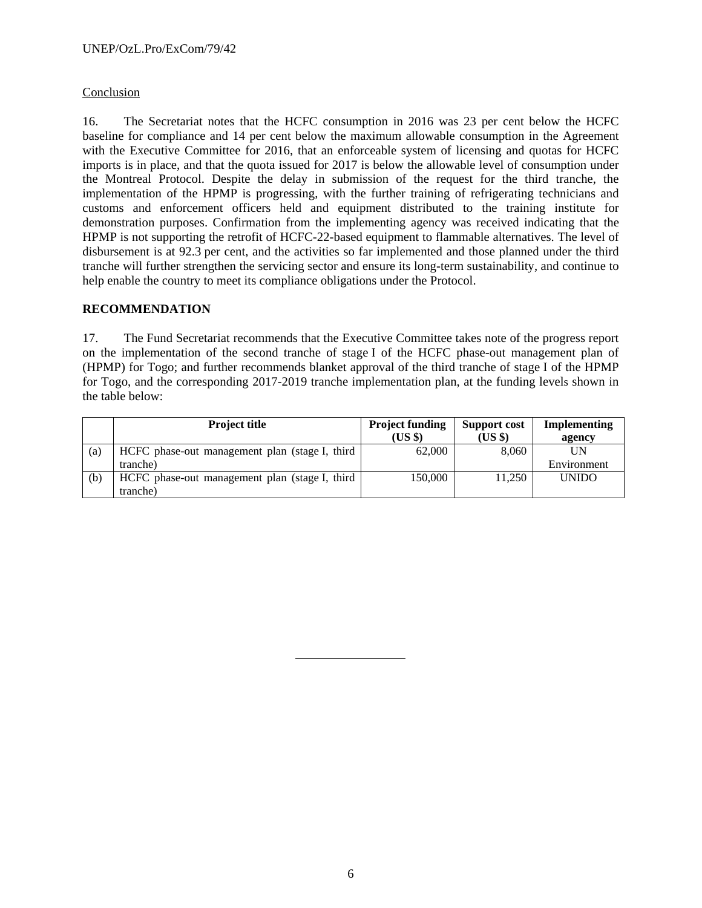Conclusion

16. The Secretariat notes that the HCFC consumption in 2016 was 23 per cent below the HCFC baseline for compliance and 14 per cent below the maximum allowable consumption in the Agreement with the Executive Committee for 2016, that an enforceable system of licensing and quotas for HCFC imports is in place, and that the quota issued for 2017 is below the allowable level of consumption under the Montreal Protocol. Despite the delay in submission of the request for the third tranche, the implementation of the HPMP is progressing, with the further training of refrigerating technicians and customs and enforcement officers held and equipment distributed to the training institute for demonstration purposes. Confirmation from the implementing agency was received indicating that the HPMP is not supporting the retrofit of HCFC-22-based equipment to flammable alternatives. The level of disbursement is at 92.3 per cent, and the activities so far implemented and those planned under the third tranche will further strengthen the servicing sector and ensure its long-term sustainability, and continue to help enable the country to meet its compliance obligations under the Protocol.

## RECOMMENDATION

17. The Fund Secretariat recommends that the Executive Committee takes note of the progress report on the implementation of the second tranche of stage I of the HCFC phase-out management plan of (HPMP) for Togo; and further recommends blanket approval of the third tranche of stage I of the HPMP for Togo, and the corresponding 2017-2019 tranche implementation plan, at the funding levels shown in the table below:

| | Project title | Project funding (US $) | Support cost (US $) | Implementing agency |
|---|---|---|---|---|
| (a) | HCFC phase-out management plan (stage I, third tranche) | 62,000 | 8,060 | UN Environment |
| (b) | HCFC phase-out management plan (stage I, third tranche) | 150,000 | 11,250 | UNIDO |